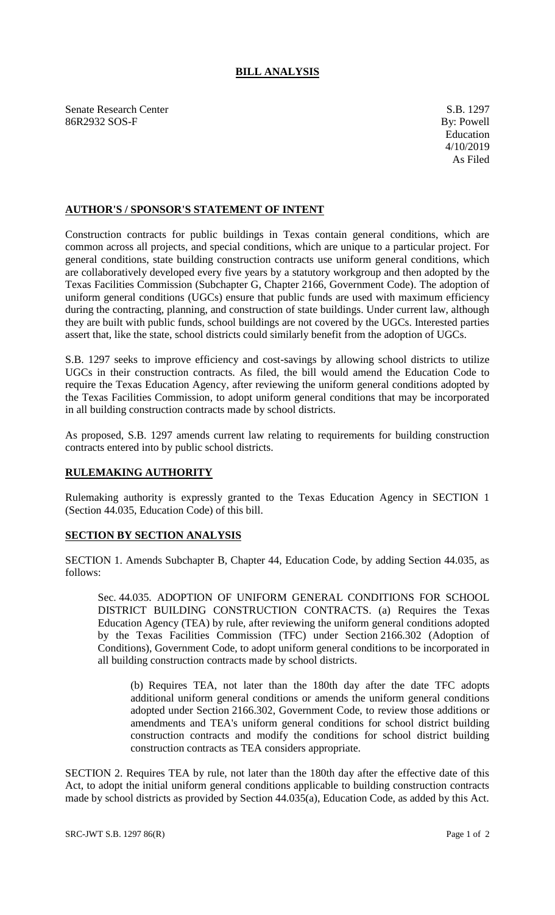# BILL ANALYSIS

Senate Research Center
86R2932 SOS-F

S.B. 1297
By: Powell
Education
4/10/2019
As Filed

## AUTHOR'S / SPONSOR'S STATEMENT OF INTENT

Construction contracts for public buildings in Texas contain general conditions, which are common across all projects, and special conditions, which are unique to a particular project. For general conditions, state building construction contracts use uniform general conditions, which are collaboratively developed every five years by a statutory workgroup and then adopted by the Texas Facilities Commission (Subchapter G, Chapter 2166, Government Code). The adoption of uniform general conditions (UGCs) ensure that public funds are used with maximum efficiency during the contracting, planning, and construction of state buildings. Under current law, although they are built with public funds, school buildings are not covered by the UGCs. Interested parties assert that, like the state, school districts could similarly benefit from the adoption of UGCs.

S.B. 1297 seeks to improve efficiency and cost-savings by allowing school districts to utilize UGCs in their construction contracts. As filed, the bill would amend the Education Code to require the Texas Education Agency, after reviewing the uniform general conditions adopted by the Texas Facilities Commission, to adopt uniform general conditions that may be incorporated in all building construction contracts made by school districts.

As proposed, S.B. 1297 amends current law relating to requirements for building construction contracts entered into by public school districts.

## RULEMAKING AUTHORITY

Rulemaking authority is expressly granted to the Texas Education Agency in SECTION 1 (Section 44.035, Education Code) of this bill.

## SECTION BY SECTION ANALYSIS

SECTION 1. Amends Subchapter B, Chapter 44, Education Code, by adding Section 44.035, as follows:

Sec. 44.035. ADOPTION OF UNIFORM GENERAL CONDITIONS FOR SCHOOL DISTRICT BUILDING CONSTRUCTION CONTRACTS. (a) Requires the Texas Education Agency (TEA) by rule, after reviewing the uniform general conditions adopted by the Texas Facilities Commission (TFC) under Section 2166.302 (Adoption of Conditions), Government Code, to adopt uniform general conditions to be incorporated in all building construction contracts made by school districts.

(b) Requires TEA, not later than the 180th day after the date TFC adopts additional uniform general conditions or amends the uniform general conditions adopted under Section 2166.302, Government Code, to review those additions or amendments and TEA's uniform general conditions for school district building construction contracts and modify the conditions for school district building construction contracts as TEA considers appropriate.

SECTION 2. Requires TEA by rule, not later than the 180th day after the effective date of this Act, to adopt the initial uniform general conditions applicable to building construction contracts made by school districts as provided by Section 44.035(a), Education Code, as added by this Act.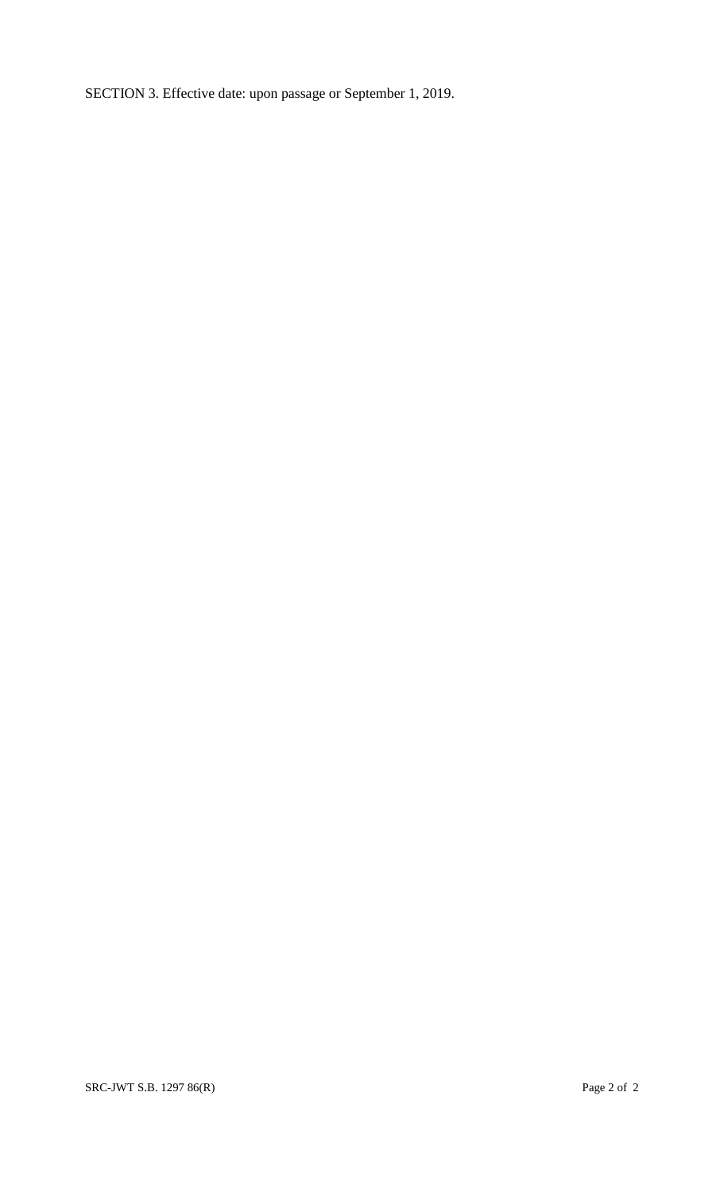SECTION 3. Effective date: upon passage or September 1, 2019.